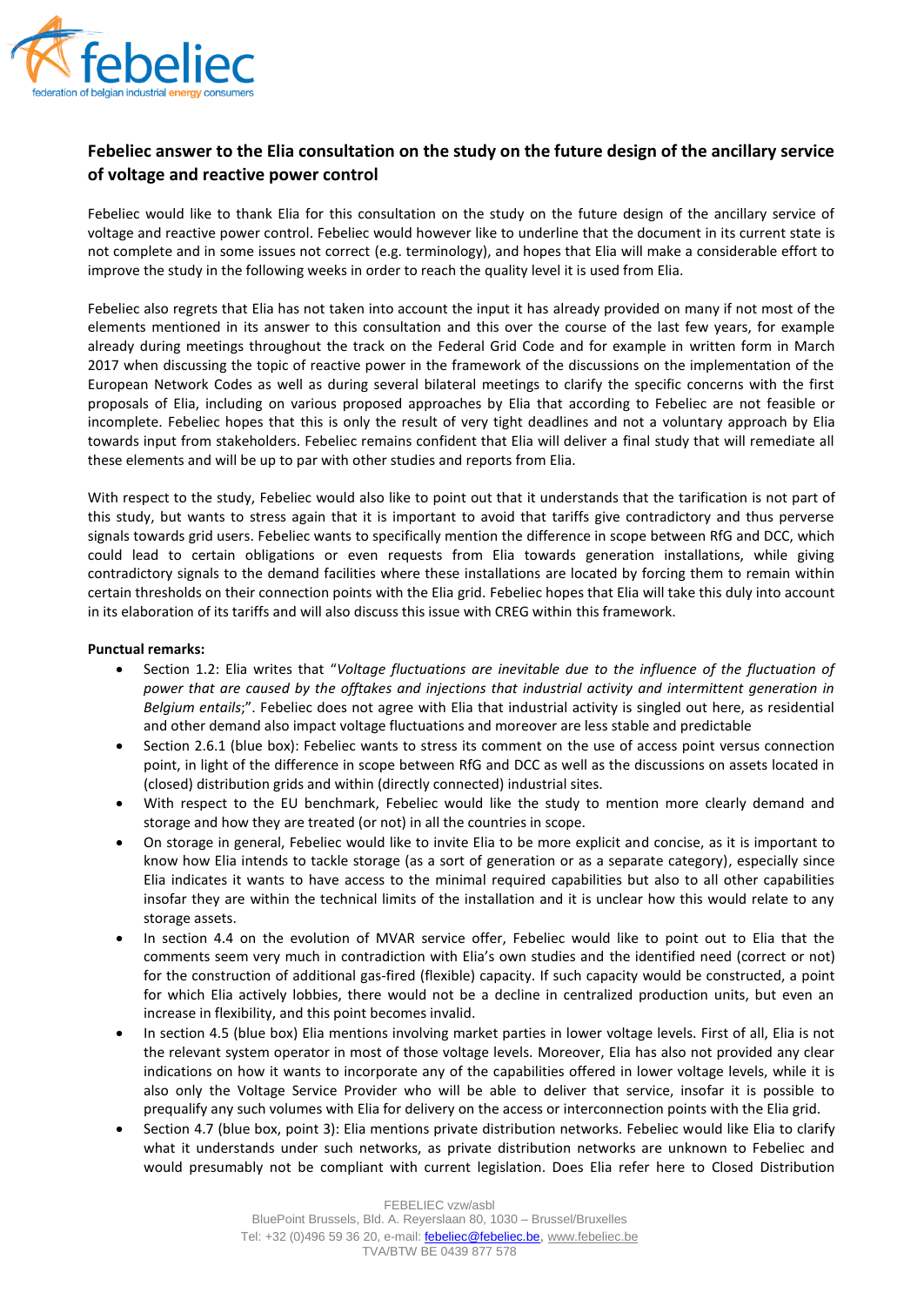## Febeliec answer to the Elia consultation on the study on the future design of the ancillary service of voltage and reactive power control

Febeliec would like to thank Elia for this consultation on the study on the future design of the ancillary service of voltage and reactive power control. Febeliec would however like to underline that the document in its current state is not complete and in some issues not correct (e.g. terminology), and hopes that Elia will make a considerable effort to improve the study in the following weeks in order to reach the quality level it is used from Elia.

Febeliec also regrets that Elia has not taken into account the input it has already provided on many if not most of the elements mentioned in its answer to this consultation and this over the course of the last few years, for example already during meetings throughout the track on the Federal Grid Code and for example in written form in March 2017 when discussing the topic of reactive power in the framework of the discussions on the implementation of the European Network Codes as well as during several bilateral meetings to clarify the specific concerns with the first proposals of Elia, including on various proposed approaches by Elia that according to Febeliec are not feasible or incomplete. Febeliec hopes that this is only the result of very tight deadlines and not a voluntary approach by Elia towards input from stakeholders. Febeliec remains confident that Elia will deliver a final study that will remediate all these elements and will be up to par with other studies and reports from Elia.

With respect to the study, Febeliec would also like to point out that it understands that the tarification is not part of this study, but wants to stress again that it is important to avoid that tariffs give contradictory and thus perverse signals towards grid users. Febeliec wants to specifically mention the difference in scope between RfG and DCC, which could lead to certain obligations or even requests from Elia towards generation installations, while giving contradictory signals to the demand facilities where these installations are located by forcing them to remain within certain thresholds on their connection points with the Elia grid. Febeliec hopes that Elia will take this duly into account in its elaboration of its tariffs and will also discuss this issue with CREG within this framework.

**Punctual remarks:**

- Section 1.2: Elia writes that "*Voltage fluctuations are inevitable due to the influence of the fluctuation of power that are caused by the offtakes and injections that industrial activity and intermittent generation in Belgium entails*;". Febeliec does not agree with Elia that industrial activity is singled out here, as residential and other demand also impact voltage fluctuations and moreover are less stable and predictable
- Section 2.6.1 (blue box): Febeliec wants to stress its comment on the use of access point versus connection point, in light of the difference in scope between RfG and DCC as well as the discussions on assets located in (closed) distribution grids and within (directly connected) industrial sites.
- With respect to the EU benchmark, Febeliec would like the study to mention more clearly demand and storage and how they are treated (or not) in all the countries in scope.
- On storage in general, Febeliec would like to invite Elia to be more explicit and concise, as it is important to know how Elia intends to tackle storage (as a sort of generation or as a separate category), especially since Elia indicates it wants to have access to the minimal required capabilities but also to all other capabilities insofar they are within the technical limits of the installation and it is unclear how this would relate to any storage assets.
- In section 4.4 on the evolution of MVAR service offer, Febeliec would like to point out to Elia that the comments seem very much in contradiction with Elia's own studies and the identified need (correct or not) for the construction of additional gas-fired (flexible) capacity. If such capacity would be constructed, a point for which Elia actively lobbies, there would not be a decline in centralized production units, but even an increase in flexibility, and this point becomes invalid.
- In section 4.5 (blue box) Elia mentions involving market parties in lower voltage levels. First of all, Elia is not the relevant system operator in most of those voltage levels. Moreover, Elia has also not provided any clear indications on how it wants to incorporate any of the capabilities offered in lower voltage levels, while it is also only the Voltage Service Provider who will be able to deliver that service, insofar it is possible to prequalify any such volumes with Elia for delivery on the access or interconnection points with the Elia grid.
- Section 4.7 (blue box, point 3): Elia mentions private distribution networks. Febeliec would like Elia to clarify what it understands under such networks, as private distribution networks are unknown to Febeliec and would presumably not be compliant with current legislation. Does Elia refer here to Closed Distribution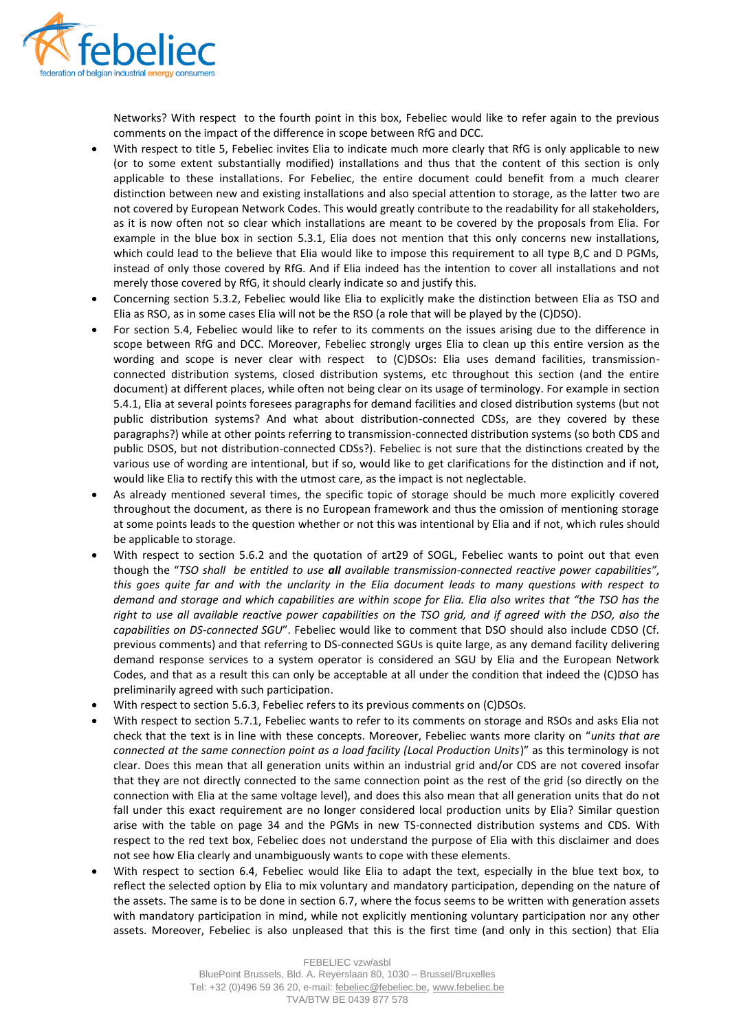Networks? With respect to the fourth point in this box, Febeliec would like to refer again to the previous comments on the impact of the difference in scope between RfG and DCC.

- With respect to title 5, Febeliec invites Elia to indicate much more clearly that RfG is only applicable to new (or to some extent substantially modified) installations and thus that the content of this section is only applicable to these installations. For Febeliec, the entire document could benefit from a much clearer distinction between new and existing installations and also special attention to storage, as the latter two are not covered by European Network Codes. This would greatly contribute to the readability for all stakeholders, as it is now often not so clear which installations are meant to be covered by the proposals from Elia. For example in the blue box in section 5.3.1, Elia does not mention that this only concerns new installations, which could lead to the believe that Elia would like to impose this requirement to all type B,C and D PGMs, instead of only those covered by RfG. And if Elia indeed has the intention to cover all installations and not merely those covered by RfG, it should clearly indicate so and justify this.
- Concerning section 5.3.2, Febeliec would like Elia to explicitly make the distinction between Elia as TSO and Elia as RSO, as in some cases Elia will not be the RSO (a role that will be played by the (C)DSO).
- For section 5.4, Febeliec would like to refer to its comments on the issues arising due to the difference in scope between RfG and DCC. Moreover, Febeliec strongly urges Elia to clean up this entire version as the wording and scope is never clear with respect to (C)DSOs: Elia uses demand facilities, transmission-connected distribution systems, closed distribution systems, etc throughout this section (and the entire document) at different places, while often not being clear on its usage of terminology. For example in section 5.4.1, Elia at several points foresees paragraphs for demand facilities and closed distribution systems (but not public distribution systems? And what about distribution-connected CDSs, are they covered by these paragraphs?) while at other points referring to transmission-connected distribution systems (so both CDS and public DSOS, but not distribution-connected CDSs?). Febeliec is not sure that the distinctions created by the various use of wording are intentional, but if so, would like to get clarifications for the distinction and if not, would like Elia to rectify this with the utmost care, as the impact is not neglectable.
- As already mentioned several times, the specific topic of storage should be much more explicitly covered throughout the document, as there is no European framework and thus the omission of mentioning storage at some points leads to the question whether or not this was intentional by Elia and if not, which rules should be applicable to storage.
- With respect to section 5.6.2 and the quotation of art29 of SOGL, Febeliec wants to point out that even though the "*TSO shall be entitled to use **all** available transmission-connected reactive power capabilities", this goes quite far and with the unclarity in the Elia document leads to many questions with respect to demand and storage and which capabilities are within scope for Elia. Elia also writes that "the TSO has the right to use all available reactive power capabilities on the TSO grid, and if agreed with the DSO, also the capabilities on DS-connected SGU*". Febeliec would like to comment that DSO should also include CDSO (Cf. previous comments) and that referring to DS-connected SGUs is quite large, as any demand facility delivering demand response services to a system operator is considered an SGU by Elia and the European Network Codes, and that as a result this can only be acceptable at all under the condition that indeed the (C)DSO has preliminarily agreed with such participation.
- With respect to section 5.6.3, Febeliec refers to its previous comments on (C)DSOs.
- With respect to section 5.7.1, Febeliec wants to refer to its comments on storage and RSOs and asks Elia not check that the text is in line with these concepts. Moreover, Febeliec wants more clarity on "*units that are connected at the same connection point as a load facility (Local Production Units*)" as this terminology is not clear. Does this mean that all generation units within an industrial grid and/or CDS are not covered insofar that they are not directly connected to the same connection point as the rest of the grid (so directly on the connection with Elia at the same voltage level), and does this also mean that all generation units that do not fall under this exact requirement are no longer considered local production units by Elia? Similar question arise with the table on page 34 and the PGMs in new TS-connected distribution systems and CDS. With respect to the red text box, Febeliec does not understand the purpose of Elia with this disclaimer and does not see how Elia clearly and unambiguously wants to cope with these elements.
- With respect to section 6.4, Febeliec would like Elia to adapt the text, especially in the blue text box, to reflect the selected option by Elia to mix voluntary and mandatory participation, depending on the nature of the assets. The same is to be done in section 6.7, where the focus seems to be written with generation assets with mandatory participation in mind, while not explicitly mentioning voluntary participation nor any other assets. Moreover, Febeliec is also unpleased that this is the first time (and only in this section) that Elia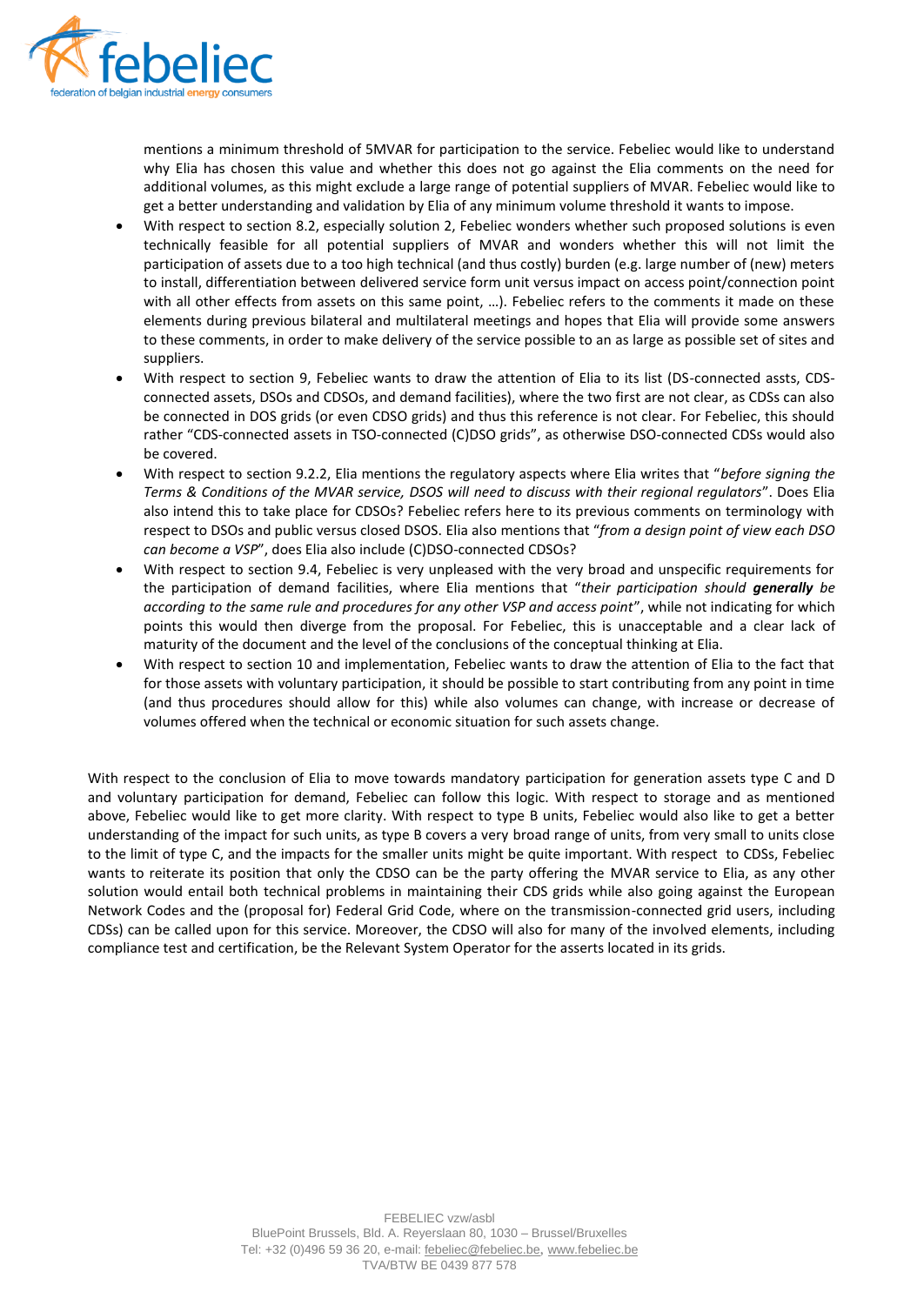mentions a minimum threshold of 5MVAR for participation to the service. Febeliec would like to understand why Elia has chosen this value and whether this does not go against the Elia comments on the need for additional volumes, as this might exclude a large range of potential suppliers of MVAR. Febeliec would like to get a better understanding and validation by Elia of any minimum volume threshold it wants to impose.

- With respect to section 8.2, especially solution 2, Febeliec wonders whether such proposed solutions is even technically feasible for all potential suppliers of MVAR and wonders whether this will not limit the participation of assets due to a too high technical (and thus costly) burden (e.g. large number of (new) meters to install, differentiation between delivered service form unit versus impact on access point/connection point with all other effects from assets on this same point, …). Febeliec refers to the comments it made on these elements during previous bilateral and multilateral meetings and hopes that Elia will provide some answers to these comments, in order to make delivery of the service possible to an as large as possible set of sites and suppliers.
- With respect to section 9, Febeliec wants to draw the attention of Elia to its list (DS-connected assts, CDS-connected assets, DSOs and CDSOs, and demand facilities), where the two first are not clear, as CDSs can also be connected in DOS grids (or even CDSO grids) and thus this reference is not clear. For Febeliec, this should rather "CDS-connected assets in TSO-connected (C)DSO grids", as otherwise DSO-connected CDSs would also be covered.
- With respect to section 9.2.2, Elia mentions the regulatory aspects where Elia writes that "*before signing the Terms & Conditions of the MVAR service, DSOS will need to discuss with their regional regulators*". Does Elia also intend this to take place for CDSOs? Febeliec refers here to its previous comments on terminology with respect to DSOs and public versus closed DSOS. Elia also mentions that "*from a design point of view each DSO can become a VSP*", does Elia also include (C)DSO-connected CDSOs?
- With respect to section 9.4, Febeliec is very unpleased with the very broad and unspecific requirements for the participation of demand facilities, where Elia mentions that "*their participation should **generally** be according to the same rule and procedures for any other VSP and access point*", while not indicating for which points this would then diverge from the proposal. For Febeliec, this is unacceptable and a clear lack of maturity of the document and the level of the conclusions of the conceptual thinking at Elia.
- With respect to section 10 and implementation, Febeliec wants to draw the attention of Elia to the fact that for those assets with voluntary participation, it should be possible to start contributing from any point in time (and thus procedures should allow for this) while also volumes can change, with increase or decrease of volumes offered when the technical or economic situation for such assets change.

With respect to the conclusion of Elia to move towards mandatory participation for generation assets type C and D and voluntary participation for demand, Febeliec can follow this logic. With respect to storage and as mentioned above, Febeliec would like to get more clarity. With respect to type B units, Febeliec would also like to get a better understanding of the impact for such units, as type B covers a very broad range of units, from very small to units close to the limit of type C, and the impacts for the smaller units might be quite important. With respect to CDSs, Febeliec wants to reiterate its position that only the CDSO can be the party offering the MVAR service to Elia, as any other solution would entail both technical problems in maintaining their CDS grids while also going against the European Network Codes and the (proposal for) Federal Grid Code, where on the transmission-connected grid users, including CDSs) can be called upon for this service. Moreover, the CDSO will also for many of the involved elements, including compliance test and certification, be the Relevant System Operator for the asserts located in its grids.